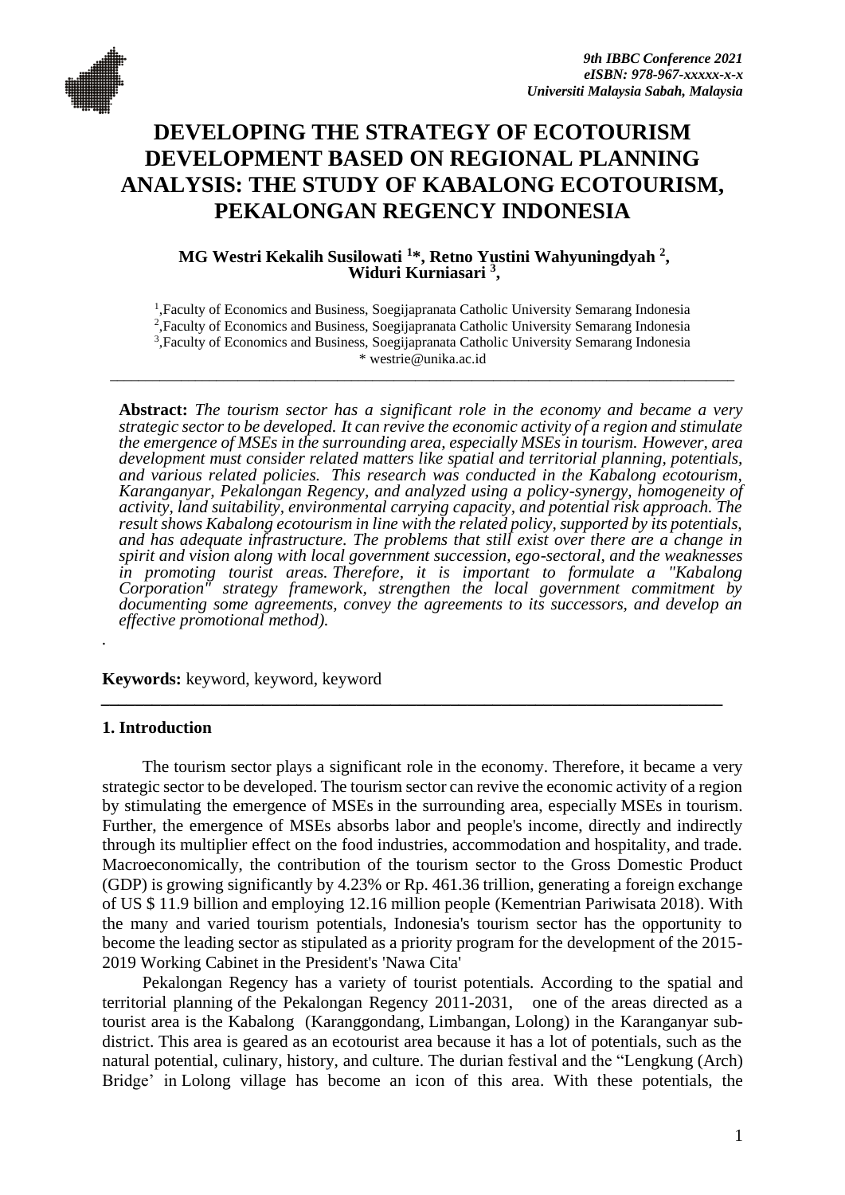# DEVELOPING THE STRATEGY OF ECOTOURISM DEVELOPMENT BASED ON REGIONAL PLANNING ANALYSIS: THE STUDY OF KABALONG ECOTOURISM, PEKALONGAN REGENCY INDONESIA

**MG Westri Kekalih Susilowati [1]*, Retno Yustini Wahyuningdyah [2], Widuri Kurniasari [3],**

[1],Faculty of Economics and Business, Soegijapranata Catholic University Semarang Indonesia
[2],Faculty of Economics and Business, Soegijapranata Catholic University Semarang Indonesia
[3],Faculty of Economics and Business, Soegijapranata Catholic University Semarang Indonesia
* westrie@unika.ac.id

---

**Abstract:** *The tourism sector has a significant role in the economy and became a very strategic sector to be developed. It can revive the economic activity of a region and stimulate the emergence of MSEs in the surrounding area, especially MSEs in tourism. However, area development must consider related matters like spatial and territorial planning, potentials, and various related policies. This research was conducted in the Kabalong ecotourism, Karanganyar, Pekalongan Regency, and analyzed using a policy-synergy, homogeneity of activity, land suitability, environmental carrying capacity, and potential risk approach. The result shows Kabalong ecotourism in line with the related policy, supported by its potentials, and has adequate infrastructure. The problems that still exist over there are a change in spirit and vision along with local government succession, ego-sectoral, and the weaknesses in promoting tourist areas. Therefore, it is important to formulate a "Kabalong Corporation" strategy framework, strengthen the local government commitment by documenting some agreements, convey the agreements to its successors, and develop an effective promotional method).*

.

**Keywords:** keyword, keyword, keyword

---

## 1. Introduction

The tourism sector plays a significant role in the economy. Therefore, it became a very strategic sector to be developed. The tourism sector can revive the economic activity of a region by stimulating the emergence of MSEs in the surrounding area, especially MSEs in tourism. Further, the emergence of MSEs absorbs labor and people's income, directly and indirectly through its multiplier effect on the food industries, accommodation and hospitality, and trade. Macroeconomically, the contribution of the tourism sector to the Gross Domestic Product (GDP) is growing significantly by 4.23% or Rp. 461.36 trillion, generating a foreign exchange of US $ 11.9 billion and employing 12.16 million people (Kementrian Pariwisata 2018). With the many and varied tourism potentials, Indonesia's tourism sector has the opportunity to become the leading sector as stipulated as a priority program for the development of the 2015-2019 Working Cabinet in the President's 'Nawa Cita'

Pekalongan Regency has a variety of tourist potentials. According to the spatial and territorial planning of the Pekalongan Regency 2011-2031, one of the areas directed as a tourist area is the Kabalong (Karanggondang, Limbangan, Lolong) in the Karanganyar sub-district. This area is geared as an ecotourist area because it has a lot of potentials, such as the natural potential, culinary, history, and culture. The durian festival and the "Lengkung (Arch) Bridge' in Lolong village has become an icon of this area. With these potentials, the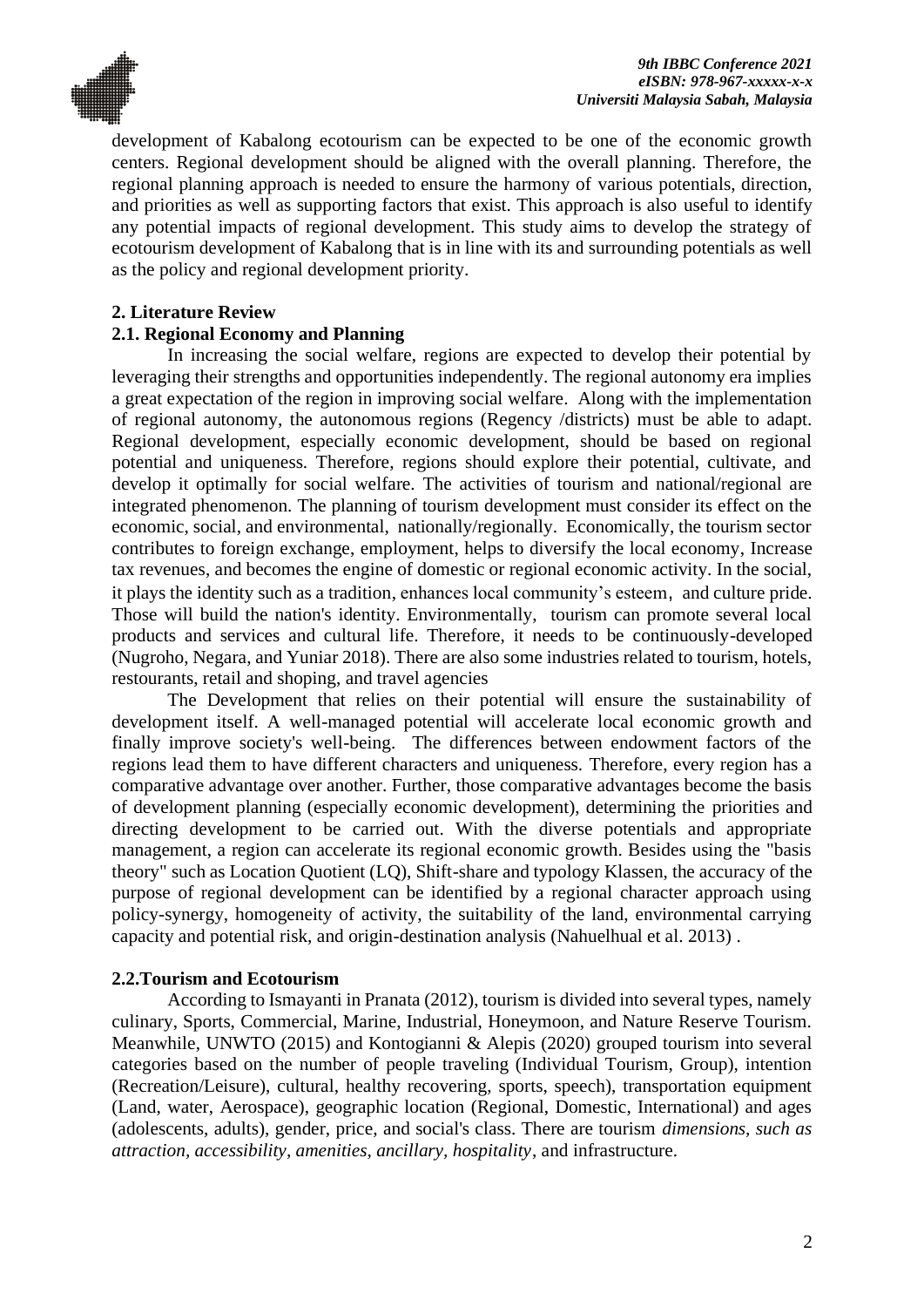development of Kabalong ecotourism can be expected to be one of the economic growth centers. Regional development should be aligned with the overall planning. Therefore, the regional planning approach is needed to ensure the harmony of various potentials, direction, and priorities as well as supporting factors that exist. This approach is also useful to identify any potential impacts of regional development. This study aims to develop the strategy of ecotourism development of Kabalong that is in line with its and surrounding potentials as well as the policy and regional development priority.

## 2. Literature Review

### 2.1. Regional Economy and Planning

In increasing the social welfare, regions are expected to develop their potential by leveraging their strengths and opportunities independently. The regional autonomy era implies a great expectation of the region in improving social welfare. Along with the implementation of regional autonomy, the autonomous regions (Regency /districts) must be able to adapt. Regional development, especially economic development, should be based on regional potential and uniqueness. Therefore, regions should explore their potential, cultivate, and develop it optimally for social welfare. The activities of tourism and national/regional are integrated phenomenon. The planning of tourism development must consider its effect on the economic, social, and environmental, nationally/regionally. Economically, the tourism sector contributes to foreign exchange, employment, helps to diversify the local economy, Increase tax revenues, and becomes the engine of domestic or regional economic activity. In the social, it plays the identity such as a tradition, enhances local community's esteem, and culture pride. Those will build the nation's identity. Environmentally, tourism can promote several local products and services and cultural life. Therefore, it needs to be continuously-developed (Nugroho, Negara, and Yuniar 2018). There are also some industries related to tourism, hotels, restourants, retail and shoping, and travel agencies

The Development that relies on their potential will ensure the sustainability of development itself. A well-managed potential will accelerate local economic growth and finally improve society's well-being. The differences between endowment factors of the regions lead them to have different characters and uniqueness. Therefore, every region has a comparative advantage over another. Further, those comparative advantages become the basis of development planning (especially economic development), determining the priorities and directing development to be carried out. With the diverse potentials and appropriate management, a region can accelerate its regional economic growth. Besides using the "basis theory" such as Location Quotient (LQ), Shift-share and typology Klassen, the accuracy of the purpose of regional development can be identified by a regional character approach using policy-synergy, homogeneity of activity, the suitability of the land, environmental carrying capacity and potential risk, and origin-destination analysis (Nahuelhual et al. 2013) .

### 2.2.Tourism and Ecotourism

According to Ismayanti in Pranata (2012), tourism is divided into several types, namely culinary, Sports, Commercial, Marine, Industrial, Honeymoon, and Nature Reserve Tourism. Meanwhile, UNWTO (2015) and Kontogianni & Alepis (2020) grouped tourism into several categories based on the number of people traveling (Individual Tourism, Group), intention (Recreation/Leisure), cultural, healthy recovering, sports, speech), transportation equipment (Land, water, Aerospace), geographic location (Regional, Domestic, International) and ages (adolescents, adults), gender, price, and social's class. There are tourism *dimensions, such as attraction, accessibility, amenities, ancillary, hospitality*, and infrastructure.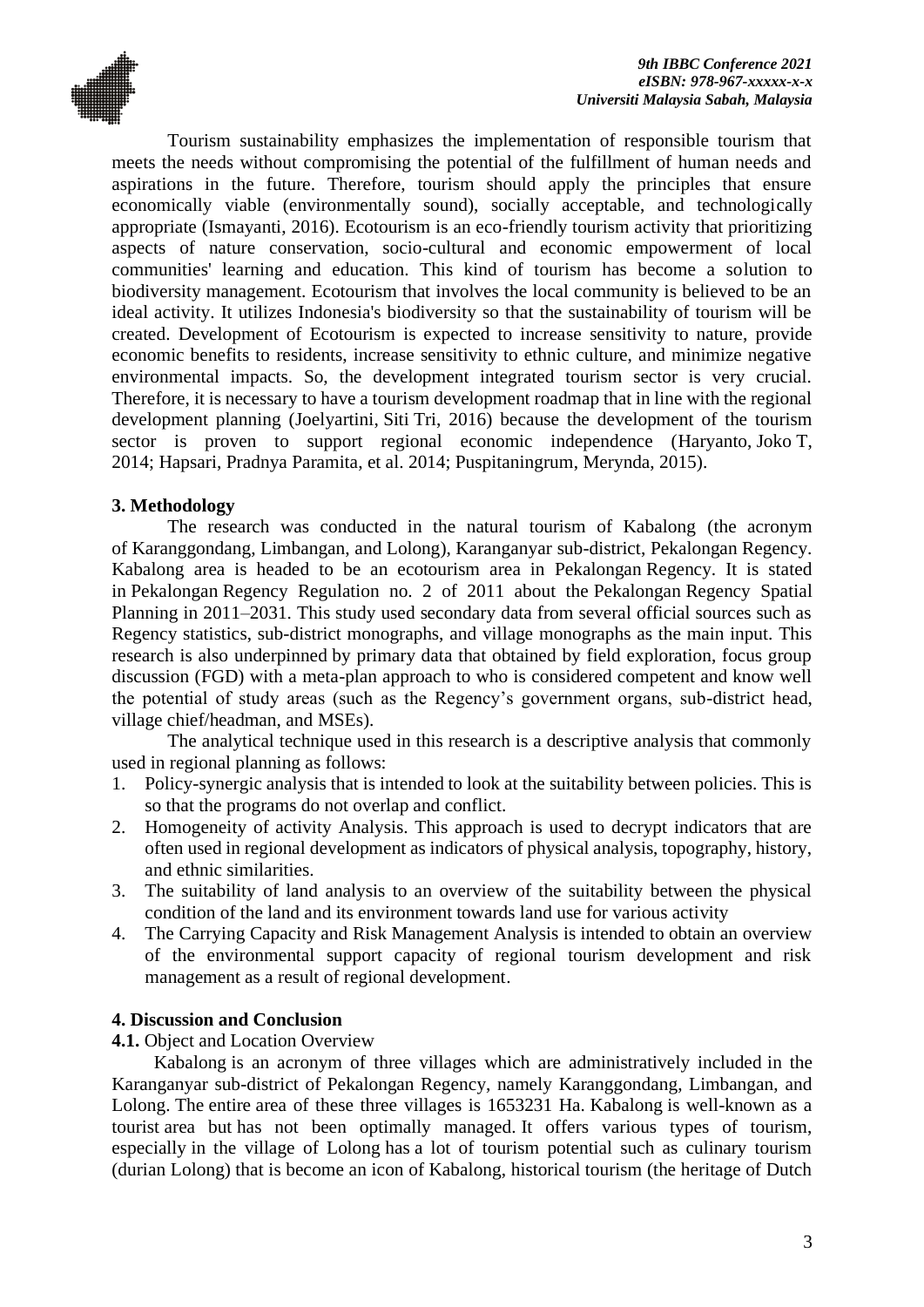Tourism sustainability emphasizes the implementation of responsible tourism that meets the needs without compromising the potential of the fulfillment of human needs and aspirations in the future. Therefore, tourism should apply the principles that ensure economically viable (environmentally sound), socially acceptable, and technologically appropriate (Ismayanti, 2016). Ecotourism is an eco-friendly tourism activity that prioritizing aspects of nature conservation, socio-cultural and economic empowerment of local communities' learning and education. This kind of tourism has become a solution to biodiversity management. Ecotourism that involves the local community is believed to be an ideal activity. It utilizes Indonesia's biodiversity so that the sustainability of tourism will be created. Development of Ecotourism is expected to increase sensitivity to nature, provide economic benefits to residents, increase sensitivity to ethnic culture, and minimize negative environmental impacts. So, the development integrated tourism sector is very crucial. Therefore, it is necessary to have a tourism development roadmap that in line with the regional development planning (Joelyartini, Siti Tri, 2016) because the development of the tourism sector is proven to support regional economic independence (Haryanto, Joko T, 2014; Hapsari, Pradnya Paramita, et al. 2014; Puspitaningrum, Merynda, 2015).

## 3. Methodology

The research was conducted in the natural tourism of Kabalong (the acronym of Karanggondang, Limbangan, and Lolong), Karanganyar sub-district, Pekalongan Regency. Kabalong area is headed to be an ecotourism area in Pekalongan Regency. It is stated in Pekalongan Regency Regulation no. 2 of 2011 about the Pekalongan Regency Spatial Planning in 2011–2031. This study used secondary data from several official sources such as Regency statistics, sub-district monographs, and village monographs as the main input. This research is also underpinned by primary data that obtained by field exploration, focus group discussion (FGD) with a meta-plan approach to who is considered competent and know well the potential of study areas (such as the Regency's government organs, sub-district head, village chief/headman, and MSEs).

The analytical technique used in this research is a descriptive analysis that commonly used in regional planning as follows:

1. Policy-synergic analysis that is intended to look at the suitability between policies. This is so that the programs do not overlap and conflict.
2. Homogeneity of activity Analysis. This approach is used to decrypt indicators that are often used in regional development as indicators of physical analysis, topography, history, and ethnic similarities.
3. The suitability of land analysis to an overview of the suitability between the physical condition of the land and its environment towards land use for various activity
4. The Carrying Capacity and Risk Management Analysis is intended to obtain an overview of the environmental support capacity of regional tourism development and risk management as a result of regional development.

## 4. Discussion and Conclusion

**4.1.** Object and Location Overview

Kabalong is an acronym of three villages which are administratively included in the Karanganyar sub-district of Pekalongan Regency, namely Karanggondang, Limbangan, and Lolong. The entire area of these three villages is 1653231 Ha. Kabalong is well-known as a tourist area but has not been optimally managed. It offers various types of tourism, especially in the village of Lolong has a lot of tourism potential such as culinary tourism (durian Lolong) that is become an icon of Kabalong, historical tourism (the heritage of Dutch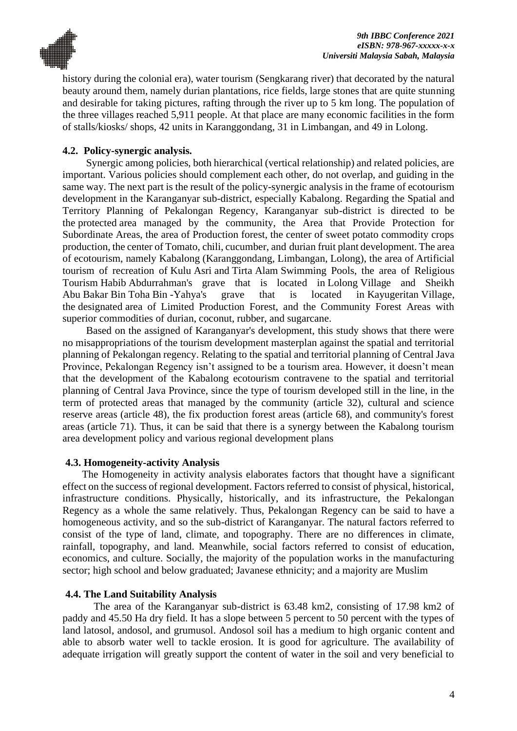history during the colonial era), water tourism (Sengkarang river) that decorated by the natural beauty around them, namely durian plantations, rice fields, large stones that are quite stunning and desirable for taking pictures, rafting through the river up to 5 km long. The population of the three villages reached 5,911 people. At that place are many economic facilities in the form of stalls/kiosks/ shops, 42 units in Karanggondang, 31 in Limbangan, and 49 in Lolong.

### 4.2. Policy-synergic analysis.

Synergic among policies, both hierarchical (vertical relationship) and related policies, are important. Various policies should complement each other, do not overlap, and guiding in the same way. The next part is the result of the policy-synergic analysis in the frame of ecotourism development in the Karanganyar sub-district, especially Kabalong. Regarding the Spatial and Territory Planning of Pekalongan Regency, Karanganyar sub-district is directed to be the protected area managed by the community, the Area that Provide Protection for Subordinate Areas, the area of Production forest, the center of sweet potato commodity crops production, the center of Tomato, chili, cucumber, and durian fruit plant development. The area of ecotourism, namely Kabalong (Karanggondang, Limbangan, Lolong), the area of Artificial tourism of recreation of Kulu Asri and Tirta Alam Swimming Pools, the area of Religious Tourism Habib Abdurrahman's grave that is located in Lolong Village and Sheikh Abu Bakar Bin Toha Bin -Yahya's grave that is located in Kayugeritan Village, the designated area of Limited Production Forest, and the Community Forest Areas with superior commodities of durian, coconut, rubber, and sugarcane.

Based on the assigned of Karanganyar's development, this study shows that there were no misappropriations of the tourism development masterplan against the spatial and territorial planning of Pekalongan regency. Relating to the spatial and territorial planning of Central Java Province, Pekalongan Regency isn't assigned to be a tourism area. However, it doesn't mean that the development of the Kabalong ecotourism contravene to the spatial and territorial planning of Central Java Province, since the type of tourism developed still in the line, in the term of protected areas that managed by the community (article 32), cultural and science reserve areas (article 48), the fix production forest areas (article 68), and community's forest areas (article 71). Thus, it can be said that there is a synergy between the Kabalong tourism area development policy and various regional development plans

### 4.3. Homogeneity-activity Analysis

The Homogeneity in activity analysis elaborates factors that thought have a significant effect on the success of regional development. Factors referred to consist of physical, historical, infrastructure conditions. Physically, historically, and its infrastructure, the Pekalongan Regency as a whole the same relatively. Thus, Pekalongan Regency can be said to have a homogeneous activity, and so the sub-district of Karanganyar. The natural factors referred to consist of the type of land, climate, and topography. There are no differences in climate, rainfall, topography, and land. Meanwhile, social factors referred to consist of education, economics, and culture. Socially, the majority of the population works in the manufacturing sector; high school and below graduated; Javanese ethnicity; and a majority are Muslim

### 4.4. The Land Suitability Analysis

The area of the Karanganyar sub-district is 63.48 km2, consisting of 17.98 km2 of paddy and 45.50 Ha dry field. It has a slope between 5 percent to 50 percent with the types of land latosol, andosol, and grumusol. Andosol soil has a medium to high organic content and able to absorb water well to tackle erosion. It is good for agriculture. The availability of adequate irrigation will greatly support the content of water in the soil and very beneficial to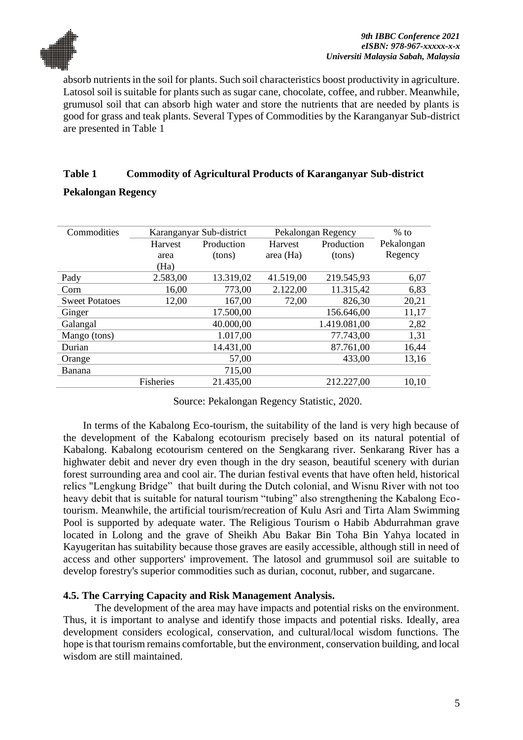absorb nutrients in the soil for plants. Such soil characteristics boost productivity in agriculture. Latosol soil is suitable for plants such as sugar cane, chocolate, coffee, and rubber. Meanwhile, grumusol soil that can absorb high water and store the nutrients that are needed by plants is good for grass and teak plants. Several Types of Commodities by the Karanganyar Sub-district are presented in Table 1

**Table 1 Commodity of Agricultural Products of Karanganyar Sub-district Pekalongan Regency**

| Commodities | Karanganyar Sub-district | | Pekalongan Regency | | % to Pekalongan Regency |
|---|---|---|---|---|---|
| | Harvest area (Ha) | Production (tons) | Harvest area (Ha) | Production (tons) | |
| Pady | 2.583,00 | 13.319,02 | 41.519,00 | 219.545,93 | 6,07 |
| Corn | 16,00 | 773,00 | 2.122,00 | 11.315,42 | 6,83 |
| Sweet Potatoes | 12,00 | 167,00 | 72,00 | 826,30 | 20,21 |
| Ginger | | 17.500,00 | | 156.646,00 | 11,17 |
| Galangal | | 40.000,00 | | 1.419.081,00 | 2,82 |
| Mango (tons) | | 1.017,00 | | 77.743,00 | 1,31 |
| Durian | | 14.431,00 | | 87.761,00 | 16,44 |
| Orange | | 57,00 | | 433,00 | 13,16 |
| Banana | | 715,00 | | | |
| | Fisheries | 21.435,00 | | 212.227,00 | 10,10 |

Source: Pekalongan Regency Statistic, 2020.

In terms of the Kabalong Eco-tourism, the suitability of the land is very high because of the development of the Kabalong ecotourism precisely based on its natural potential of Kabalong. Kabalong ecotourism centered on the Sengkarang river. Senkarang River has a highwater debit and never dry even though in the dry season, beautiful scenery with durian forest surrounding area and cool air. The durian festival events that have often held, historical relics "Lengkung Bridge" that built during the Dutch colonial, and Wisnu River with not too heavy debit that is suitable for natural tourism "tubing" also strengthening the Kabalong Eco-tourism. Meanwhile, the artificial tourism/recreation of Kulu Asri and Tirta Alam Swimming Pool is supported by adequate water. The Religious Tourism o Habib Abdurrahman grave located in Lolong and the grave of Sheikh Abu Bakar Bin Toha Bin Yahya located in Kayugeritan has suitability because those graves are easily accessible, although still in need of access and other supporters' improvement. The latosol and grummusol soil are suitable to develop forestry's superior commodities such as durian, coconut, rubber, and sugarcane.

### 4.5. The Carrying Capacity and Risk Management Analysis.

The development of the area may have impacts and potential risks on the environment. Thus, it is important to analyse and identify those impacts and potential risks. Ideally, area development considers ecological, conservation, and cultural/local wisdom functions. The hope is that tourism remains comfortable, but the environment, conservation building, and local wisdom are still maintained.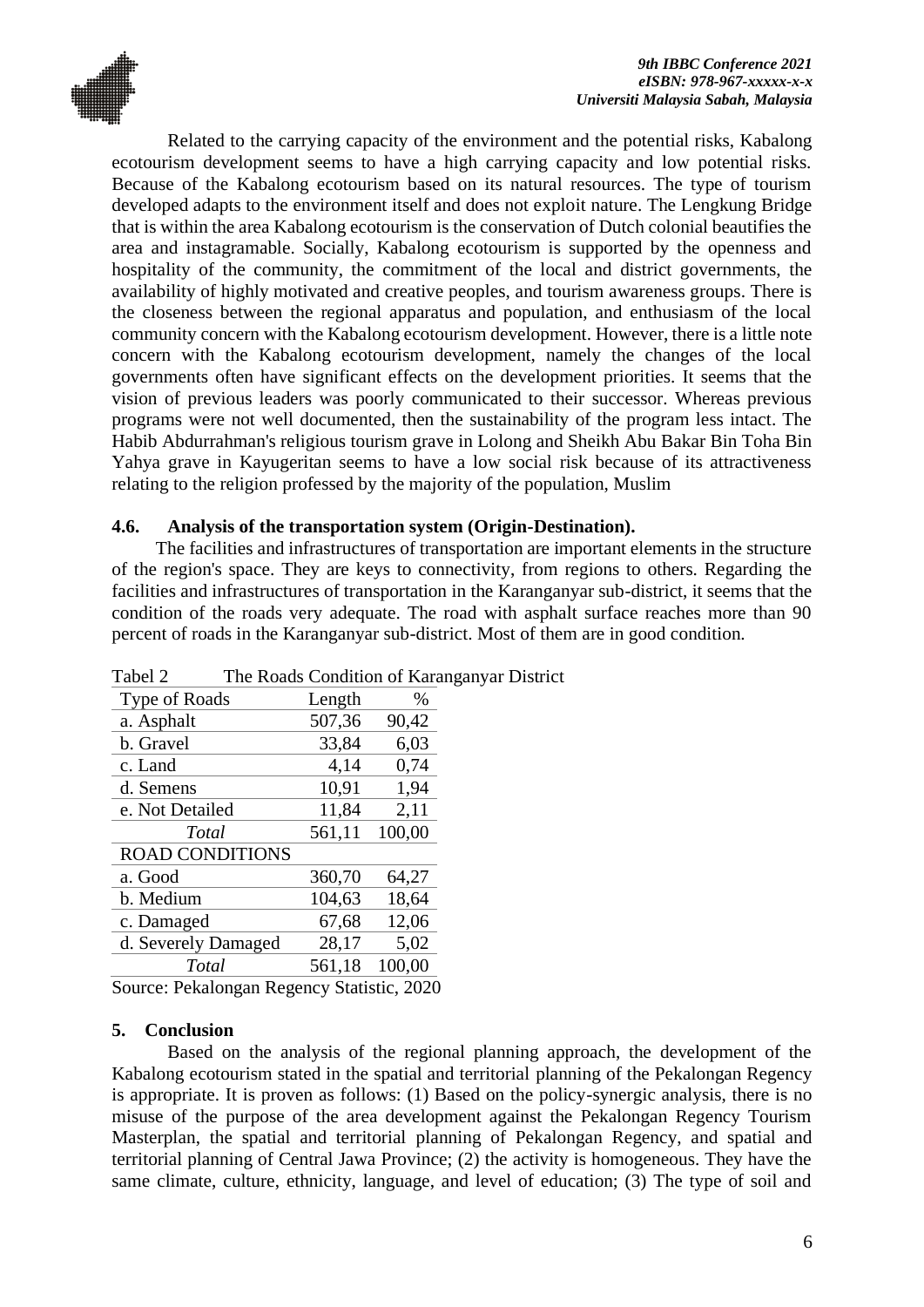Related to the carrying capacity of the environment and the potential risks, Kabalong ecotourism development seems to have a high carrying capacity and low potential risks. Because of the Kabalong ecotourism based on its natural resources. The type of tourism developed adapts to the environment itself and does not exploit nature. The Lengkung Bridge that is within the area Kabalong ecotourism is the conservation of Dutch colonial beautifies the area and instagramable. Socially, Kabalong ecotourism is supported by the openness and hospitality of the community, the commitment of the local and district governments, the availability of highly motivated and creative peoples, and tourism awareness groups. There is the closeness between the regional apparatus and population, and enthusiasm of the local community concern with the Kabalong ecotourism development. However, there is a little note concern with the Kabalong ecotourism development, namely the changes of the local governments often have significant effects on the development priorities. It seems that the vision of previous leaders was poorly communicated to their successor. Whereas previous programs were not well documented, then the sustainability of the program less intact. The Habib Abdurrahman's religious tourism grave in Lolong and Sheikh Abu Bakar Bin Toha Bin Yahya grave in Kayugeritan seems to have a low social risk because of its attractiveness relating to the religion professed by the majority of the population, Muslim

### 4.6. Analysis of the transportation system (Origin-Destination).

The facilities and infrastructures of transportation are important elements in the structure of the region's space. They are keys to connectivity, from regions to others. Regarding the facilities and infrastructures of transportation in the Karanganyar sub-district, it seems that the condition of the roads very adequate. The road with asphalt surface reaches more than 90 percent of roads in the Karanganyar sub-district. Most of them are in good condition.

Tabel 2 The Roads Condition of Karanganyar District

| Type of Roads | Length | % |
|---|---|---|
| a. Asphalt | 507,36 | 90,42 |
| b. Gravel | 33,84 | 6,03 |
| c. Land | 4,14 | 0,74 |
| d. Semens | 10,91 | 1,94 |
| e. Not Detailed | 11,84 | 2,11 |
| *Total* | 561,11 | 100,00 |
| ROAD CONDITIONS | | |
| a. Good | 360,70 | 64,27 |
| b. Medium | 104,63 | 18,64 |
| c. Damaged | 67,68 | 12,06 |
| d. Severely Damaged | 28,17 | 5,02 |
| *Total* | 561,18 | 100,00 |

Source: Pekalongan Regency Statistic, 2020

## 5. Conclusion

Based on the analysis of the regional planning approach, the development of the Kabalong ecotourism stated in the spatial and territorial planning of the Pekalongan Regency is appropriate. It is proven as follows: (1) Based on the policy-synergic analysis, there is no misuse of the purpose of the area development against the Pekalongan Regency Tourism Masterplan, the spatial and territorial planning of Pekalongan Regency, and spatial and territorial planning of Central Jawa Province; (2) the activity is homogeneous. They have the same climate, culture, ethnicity, language, and level of education; (3) The type of soil and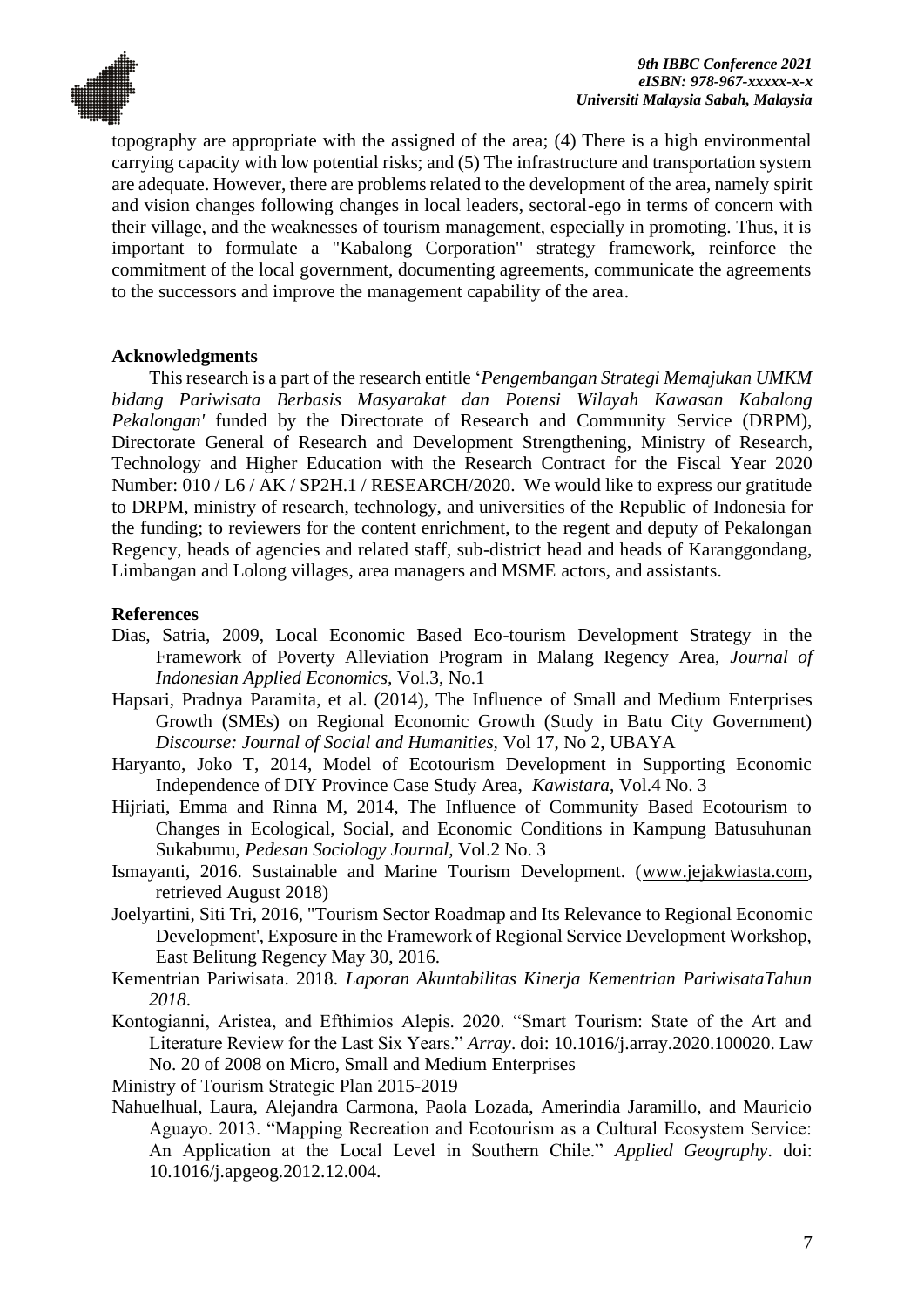topography are appropriate with the assigned of the area; (4) There is a high environmental carrying capacity with low potential risks; and (5) The infrastructure and transportation system are adequate. However, there are problems related to the development of the area, namely spirit and vision changes following changes in local leaders, sectoral-ego in terms of concern with their village, and the weaknesses of tourism management, especially in promoting. Thus, it is important to formulate a "Kabalong Corporation" strategy framework, reinforce the commitment of the local government, documenting agreements, communicate the agreements to the successors and improve the management capability of the area.

**Acknowledgments**

This research is a part of the research entitle '*Pengembangan Strategi Memajukan UMKM bidang Pariwisata Berbasis Masyarakat dan Potensi Wilayah Kawasan Kabalong Pekalongan'* funded by the Directorate of Research and Community Service (DRPM), Directorate General of Research and Development Strengthening, Ministry of Research, Technology and Higher Education with the Research Contract for the Fiscal Year 2020 Number: 010 / L6 / AK / SP2H.1 / RESEARCH/2020. We would like to express our gratitude to DRPM, ministry of research, technology, and universities of the Republic of Indonesia for the funding; to reviewers for the content enrichment, to the regent and deputy of Pekalongan Regency, heads of agencies and related staff, sub-district head and heads of Karanggondang, Limbangan and Lolong villages, area managers and MSME actors, and assistants.

**References**

Dias, Satria, 2009, Local Economic Based Eco-tourism Development Strategy in the Framework of Poverty Alleviation Program in Malang Regency Area, *Journal of Indonesian Applied Economics*, Vol.3, No.1

Hapsari, Pradnya Paramita, et al. (2014), The Influence of Small and Medium Enterprises Growth (SMEs) on Regional Economic Growth (Study in Batu City Government) *Discourse: Journal of Social and Humanities,* Vol 17, No 2, UBAYA

Haryanto, Joko T, 2014, Model of Ecotourism Development in Supporting Economic Independence of DIY Province Case Study Area, *Kawistara*, Vol.4 No. 3

Hijriati, Emma and Rinna M, 2014, The Influence of Community Based Ecotourism to Changes in Ecological, Social, and Economic Conditions in Kampung Batusuhunan Sukabumu, *Pedesan Sociology Journal*, Vol.2 No. 3

Ismayanti, 2016. Sustainable and Marine Tourism Development. (www.jejakwiasta.com, retrieved August 2018)

Joelyartini, Siti Tri, 2016, "Tourism Sector Roadmap and Its Relevance to Regional Economic Development', Exposure in the Framework of Regional Service Development Workshop, East Belitung Regency May 30, 2016.

Kementrian Pariwisata. 2018. *Laporan Akuntabilitas Kinerja Kementrian PariwisataTahun 2018*.

Kontogianni, Aristea, and Efthimios Alepis. 2020. "Smart Tourism: State of the Art and Literature Review for the Last Six Years." *Array*. doi: 10.1016/j.array.2020.100020. Law No. 20 of 2008 on Micro, Small and Medium Enterprises

Ministry of Tourism Strategic Plan 2015-2019

Nahuelhual, Laura, Alejandra Carmona, Paola Lozada, Amerindia Jaramillo, and Mauricio Aguayo. 2013. "Mapping Recreation and Ecotourism as a Cultural Ecosystem Service: An Application at the Local Level in Southern Chile." *Applied Geography*. doi: 10.1016/j.apgeog.2012.12.004.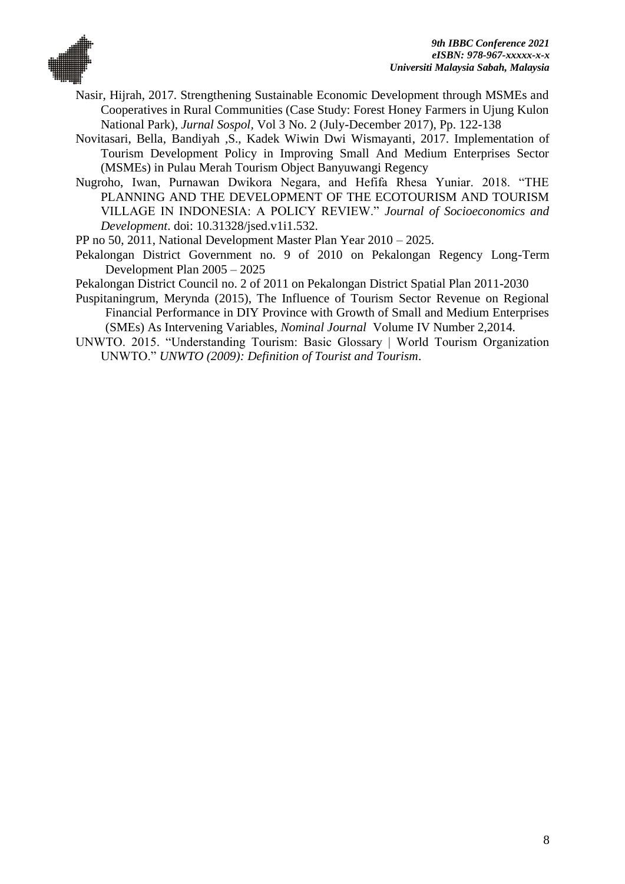Nasir, Hijrah, 2017. Strengthening Sustainable Economic Development through MSMEs and Cooperatives in Rural Communities (Case Study: Forest Honey Farmers in Ujung Kulon National Park), *Jurnal Sospol,* Vol 3 No. 2 (July-December 2017), Pp. 122-138

Novitasari, Bella, Bandiyah ,S., Kadek Wiwin Dwi Wismayanti, 2017. Implementation of Tourism Development Policy in Improving Small And Medium Enterprises Sector (MSMEs) in Pulau Merah Tourism Object Banyuwangi Regency

Nugroho, Iwan, Purnawan Dwikora Negara, and Hefifa Rhesa Yuniar. 2018. "THE PLANNING AND THE DEVELOPMENT OF THE ECOTOURISM AND TOURISM VILLAGE IN INDONESIA: A POLICY REVIEW." *Journal of Socioeconomics and Development*. doi: 10.31328/jsed.v1i1.532.

PP no 50, 2011, National Development Master Plan Year 2010 – 2025.

Pekalongan District Government no. 9 of 2010 on Pekalongan Regency Long-Term Development Plan 2005 – 2025

Pekalongan District Council no. 2 of 2011 on Pekalongan District Spatial Plan 2011-2030

Puspitaningrum, Merynda (2015), The Influence of Tourism Sector Revenue on Regional Financial Performance in DIY Province with Growth of Small and Medium Enterprises (SMEs) As Intervening Variables, *Nominal Journal* Volume IV Number 2,2014.

UNWTO. 2015. "Understanding Tourism: Basic Glossary | World Tourism Organization UNWTO." *UNWTO (2009): Definition of Tourist and Tourism*.